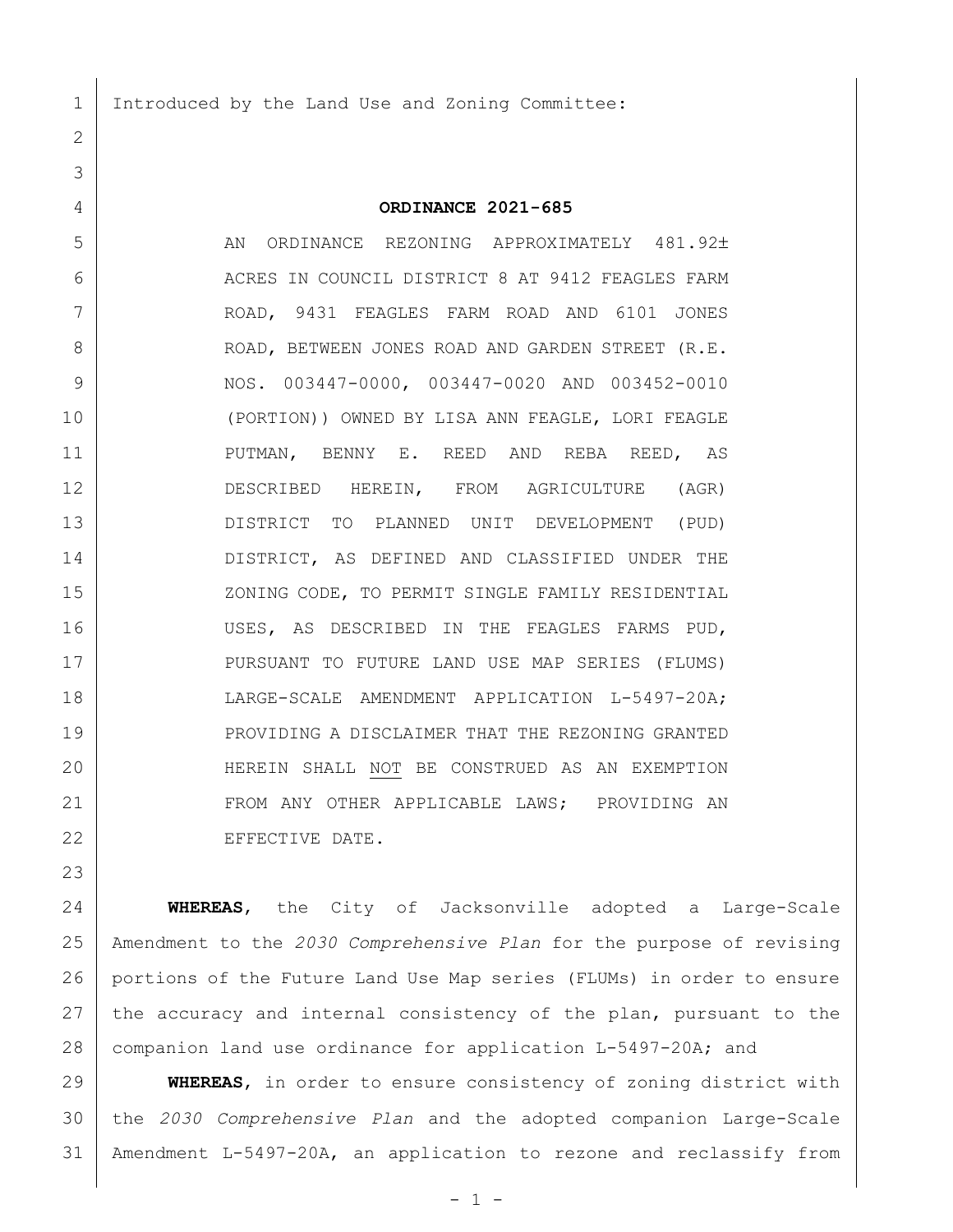Introduced by the Land Use and Zoning Committee:

# ORDINANCE 2021-685

AN ORDINANCE REZONING APPROXIMATELY 481.92± ACRES IN COUNCIL DISTRICT 8 AT 9412 FEAGLES FARM ROAD, 9431 FEAGLES FARM ROAD AND 6101 JONES ROAD, BETWEEN JONES ROAD AND GARDEN STREET (R.E. NOS. 003447-0000, 003447-0020 AND 003452-0010 (PORTION)) OWNED BY LISA ANN FEAGLE, LORI FEAGLE PUTMAN, BENNY E. REED AND REBA REED, AS DESCRIBED HEREIN, FROM AGRICULTURE (AGR) DISTRICT TO PLANNED UNIT DEVELOPMENT (PUD) DISTRICT, AS DEFINED AND CLASSIFIED UNDER THE ZONING CODE, TO PERMIT SINGLE FAMILY RESIDENTIAL USES, AS DESCRIBED IN THE FEAGLES FARMS PUD, PURSUANT TO FUTURE LAND USE MAP SERIES (FLUMS) LARGE-SCALE AMENDMENT APPLICATION L-5497-20A; PROVIDING A DISCLAIMER THAT THE REZONING GRANTED HEREIN SHALL NOT BE CONSTRUED AS AN EXEMPTION FROM ANY OTHER APPLICABLE LAWS; PROVIDING AN EFFECTIVE DATE.

**WHEREAS**, the City of Jacksonville adopted a Large-Scale Amendment to the *2030 Comprehensive Plan* for the purpose of revising portions of the Future Land Use Map series (FLUMs) in order to ensure the accuracy and internal consistency of the plan, pursuant to the companion land use ordinance for application L-5497-20A; and

**WHEREAS**, in order to ensure consistency of zoning district with the *2030 Comprehensive Plan* and the adopted companion Large-Scale Amendment L-5497-20A, an application to rezone and reclassify from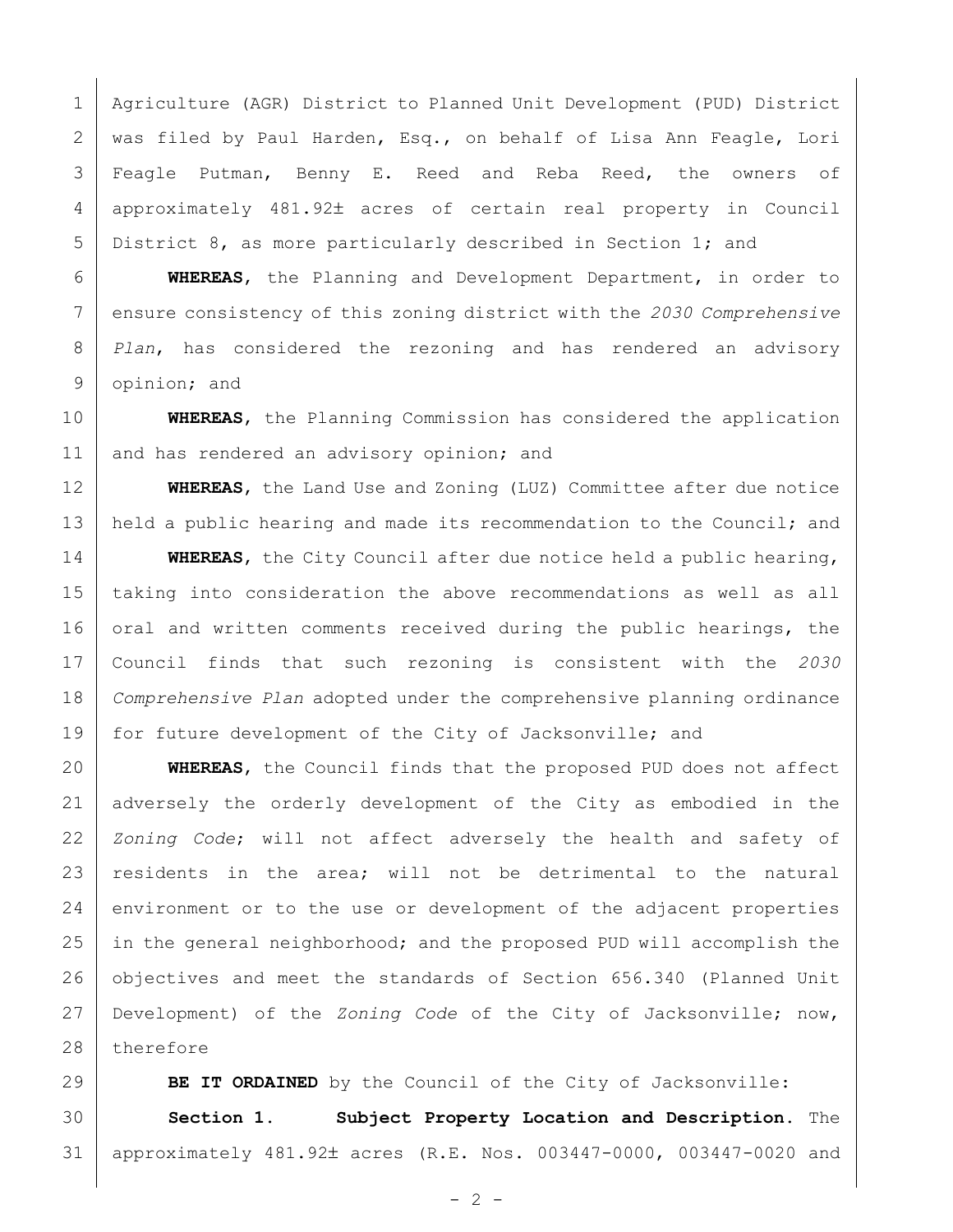Agriculture (AGR) District to Planned Unit Development (PUD) District was filed by Paul Harden, Esq., on behalf of Lisa Ann Feagle, Lori Feagle Putman, Benny E. Reed and Reba Reed, the owners of approximately 481.92± acres of certain real property in Council District 8, as more particularly described in Section 1; and

**WHEREAS**, the Planning and Development Department, in order to ensure consistency of this zoning district with the *2030 Comprehensive Plan*, has considered the rezoning and has rendered an advisory opinion; and

**WHEREAS**, the Planning Commission has considered the application and has rendered an advisory opinion; and

**WHEREAS**, the Land Use and Zoning (LUZ) Committee after due notice held a public hearing and made its recommendation to the Council; and

**WHEREAS**, the City Council after due notice held a public hearing, taking into consideration the above recommendations as well as all oral and written comments received during the public hearings, the Council finds that such rezoning is consistent with the *2030 Comprehensive Plan* adopted under the comprehensive planning ordinance for future development of the City of Jacksonville; and

**WHEREAS**, the Council finds that the proposed PUD does not affect adversely the orderly development of the City as embodied in the *Zoning Code*; will not affect adversely the health and safety of residents in the area; will not be detrimental to the natural environment or to the use or development of the adjacent properties in the general neighborhood; and the proposed PUD will accomplish the objectives and meet the standards of Section 656.340 (Planned Unit Development) of the *Zoning Code* of the City of Jacksonville; now, therefore

**BE IT ORDAINED** by the Council of the City of Jacksonville:

**Section 1. Subject Property Location and Description.** The approximately 481.92± acres (R.E. Nos. 003447-0000, 003447-0020 and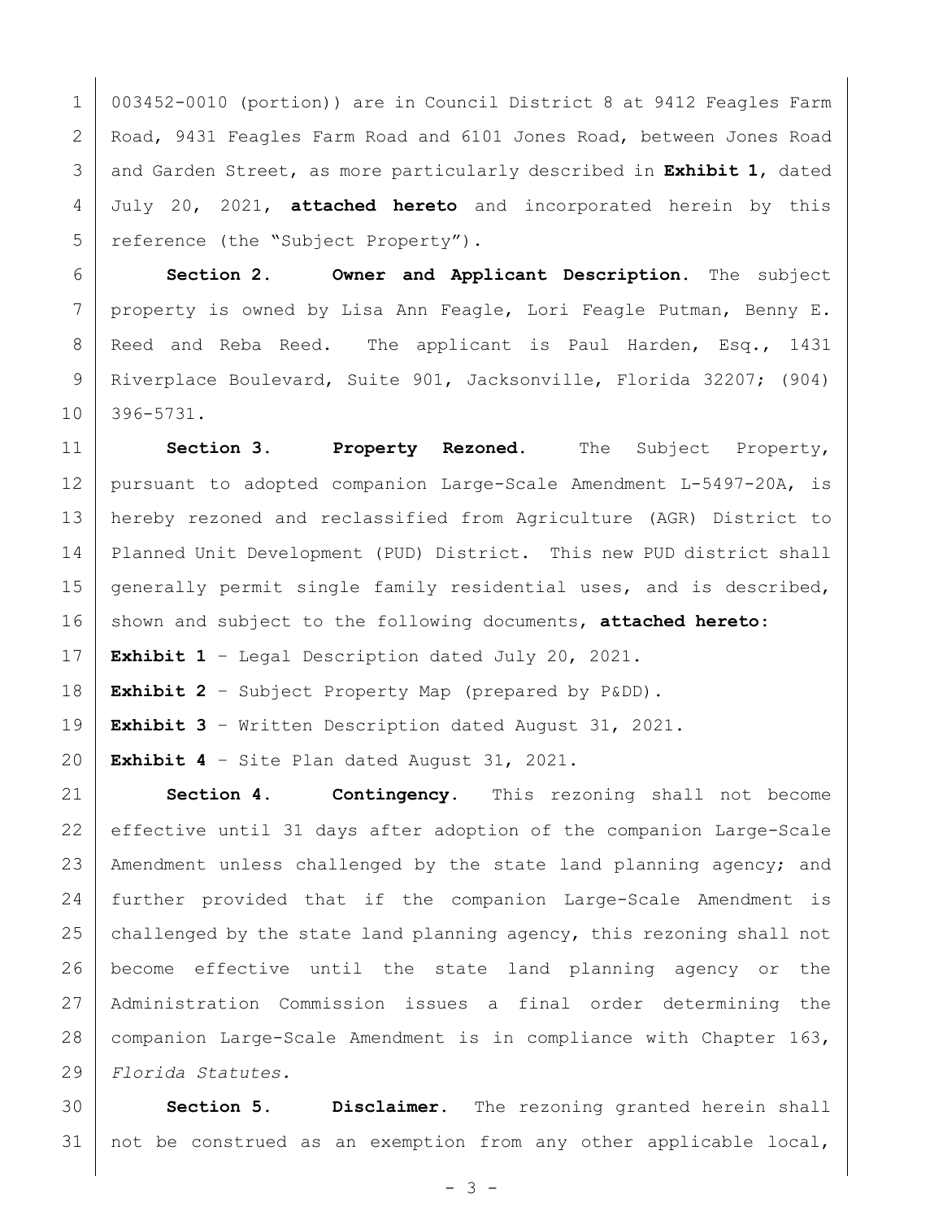003452-0010 (portion)) are in Council District 8 at 9412 Feagles Farm Road, 9431 Feagles Farm Road and 6101 Jones Road, between Jones Road and Garden Street, as more particularly described in **Exhibit 1**, dated July 20, 2021, **attached hereto** and incorporated herein by this reference (the "Subject Property").

**Section 2. Owner and Applicant Description.** The subject property is owned by Lisa Ann Feagle, Lori Feagle Putman, Benny E. Reed and Reba Reed. The applicant is Paul Harden, Esq., 1431 Riverplace Boulevard, Suite 901, Jacksonville, Florida 32207; (904) 396-5731.

**Section 3. Property Rezoned.** The Subject Property, pursuant to adopted companion Large-Scale Amendment L-5497-20A, is hereby rezoned and reclassified from Agriculture (AGR) District to Planned Unit Development (PUD) District. This new PUD district shall generally permit single family residential uses, and is described, shown and subject to the following documents, **attached hereto**:

**Exhibit 1** – Legal Description dated July 20, 2021.

**Exhibit 2** – Subject Property Map (prepared by P&DD).

**Exhibit 3** – Written Description dated August 31, 2021.

**Exhibit 4** – Site Plan dated August 31, 2021.

**Section 4. Contingency.** This rezoning shall not become effective until 31 days after adoption of the companion Large-Scale Amendment unless challenged by the state land planning agency; and further provided that if the companion Large-Scale Amendment is challenged by the state land planning agency, this rezoning shall not become effective until the state land planning agency or the Administration Commission issues a final order determining the companion Large-Scale Amendment is in compliance with Chapter 163, *Florida Statutes.*

**Section 5. Disclaimer.** The rezoning granted herein shall not be construed as an exemption from any other applicable local,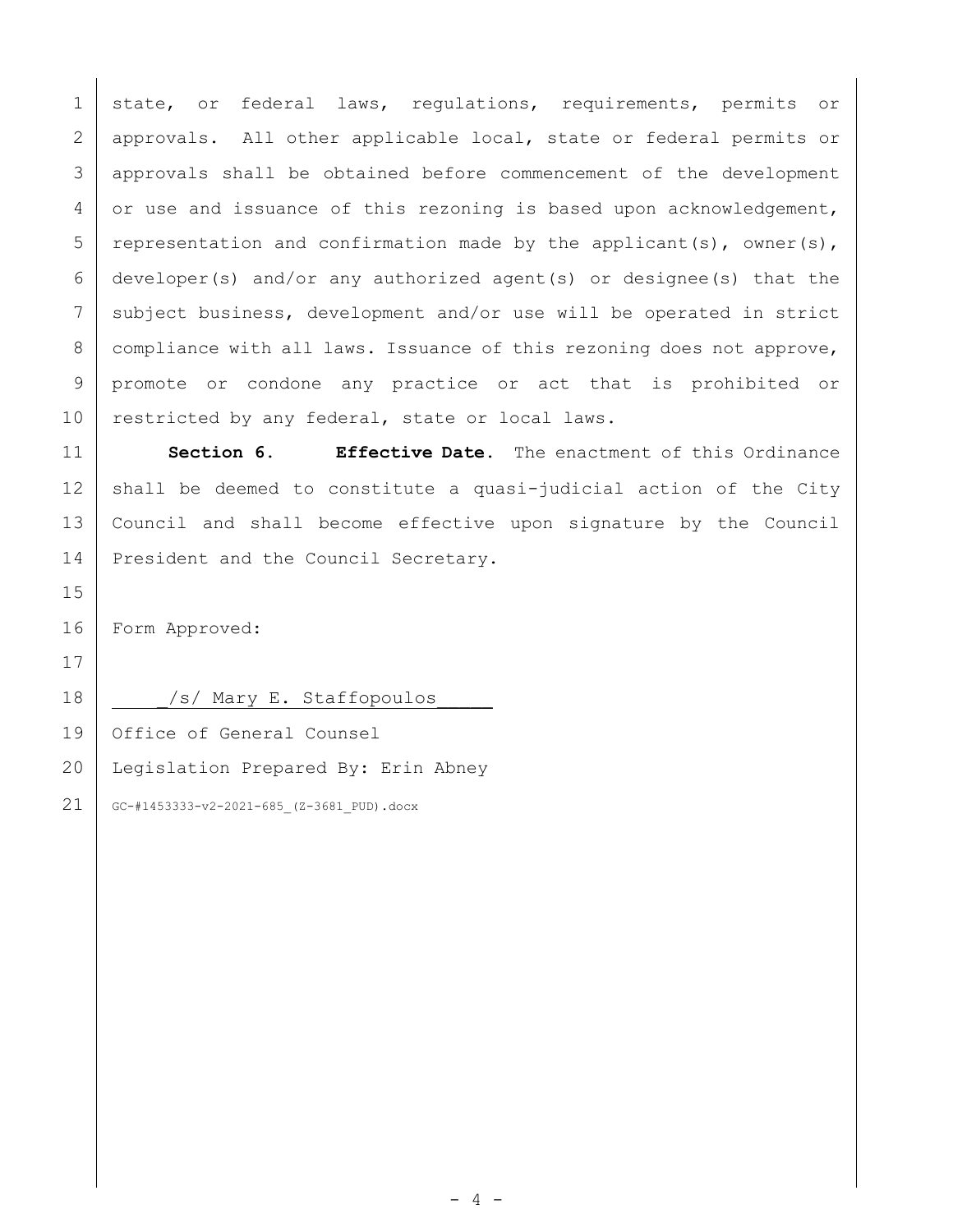state, or federal laws, regulations, requirements, permits or approvals. All other applicable local, state or federal permits or approvals shall be obtained before commencement of the development or use and issuance of this rezoning is based upon acknowledgement, representation and confirmation made by the applicant(s), owner(s), developer(s) and/or any authorized agent(s) or designee(s) that the subject business, development and/or use will be operated in strict compliance with all laws. Issuance of this rezoning does not approve, promote or condone any practice or act that is prohibited or restricted by any federal, state or local laws.

**Section 6. Effective Date.** The enactment of this Ordinance shall be deemed to constitute a quasi-judicial action of the City Council and shall become effective upon signature by the Council President and the Council Secretary.

Form Approved:

_/s/ Mary E. Staffopoulos_____

Office of General Counsel

Legislation Prepared By: Erin Abney

GC-#1453333-v2-2021-685_(Z-3681_PUD).docx